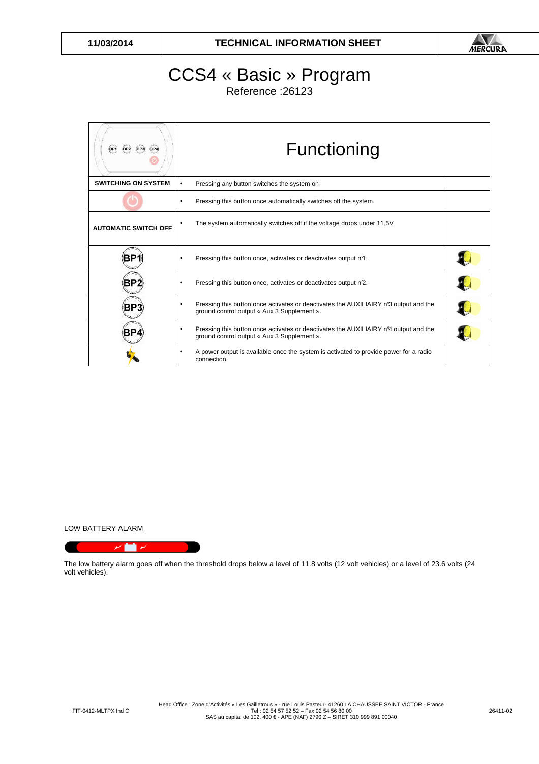| 11/03/2014 | TECHNICAL INFORMATION SHEET | MERCURA |
|---|---|---|

# CCS4 « Basic » Program

Reference :26123

| BP1 BP2 BP3 BP4 | Functioning | |
|---|---|---|
| **SWITCHING ON SYSTEM** | • Pressing any button switches the system on | |
| | • Pressing this button once automatically switches off the system. | |
| **AUTOMATIC SWITCH OFF** | • The system automatically switches off if the voltage drops under 11,5V | |
| BP1 | • Pressing this button once, activates or deactivates output n°1. | |
| BP2 | • Pressing this button once, activates or deactivates output n°2. | |
| BP3 | • Pressing this button once activates or deactivates the AUXILIAIRY n°3 output and the ground control output « Aux 3 Supplement ». | |
| BP4 | • Pressing this button once activates or deactivates the AUXILIAIRY n°4 output and the ground control output « Aux 3 Supplement ». | |
| | • A power output is available once the system is activated to provide power for a radio connection. | |

LOW BATTERY ALARM

The low battery alarm goes off when the threshold drops below a level of 11.8 volts (12 volt vehicles) or a level of 23.6 volts (24 volt vehicles).

FIT-0412-MLTPX Ind C

Head Office : Zone d'Activités « Les Gailletrous » - rue Louis Pasteur- 41260 LA CHAUSSEE SAINT VICTOR - France
Tel : 02 54 57 52 52 – Fax 02 54 56 80 00
SAS au capital de 102. 400 € - APE (NAF) 2790 Z – SIRET 310 999 891 00040

26411-02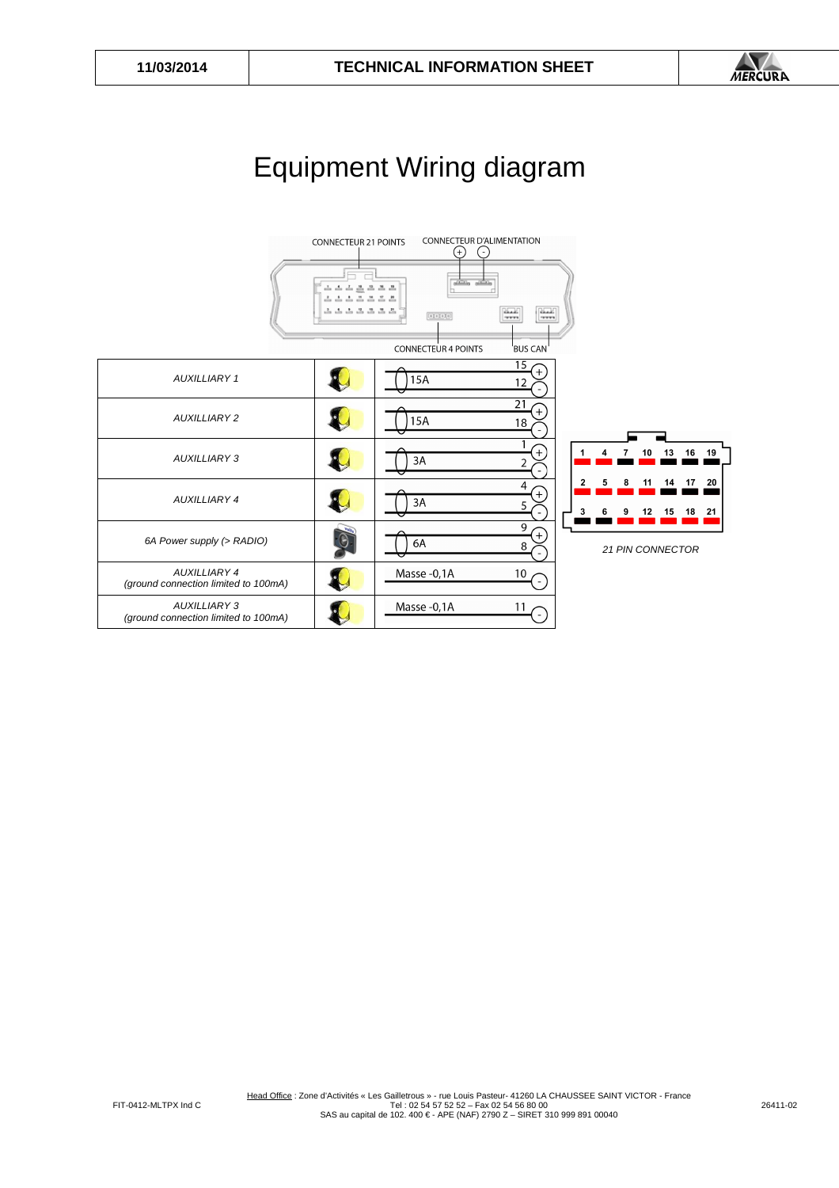# Equipment Wiring diagram

CONNECTEUR 21 POINTS

CONNECTEUR D'ALIMENTATION

+ -

CONNECTEUR 4 POINTS

BUS CAN

| | | |
|---|---|---|
| *AUXILLIARY 1* | | 15A — 15 (+) / 12 (-) |
| *AUXILLIARY 2* | | 15A — 21 (+) / 18 (-) |
| *AUXILLIARY 3* | | 3A — 1 (+) / 2 (-) |
| *AUXILLIARY 4* | | 3A — 4 (+) / 5 (-) |
| *6A Power supply (> RADIO)* | | 6A — 9 (+) / 8 (-) |
| *AUXILLIARY 4 (ground connection limited to 100mA)* | | Masse -0,1A — 10 (-) |
| *AUXILLIARY 3 (ground connection limited to 100mA)* | | Masse -0,1A — 11 (-) |

1 4 7 10 13 16 19

2 5 8 11 14 17 20

3 6 9 12 15 18 21

*21 PIN CONNECTOR*